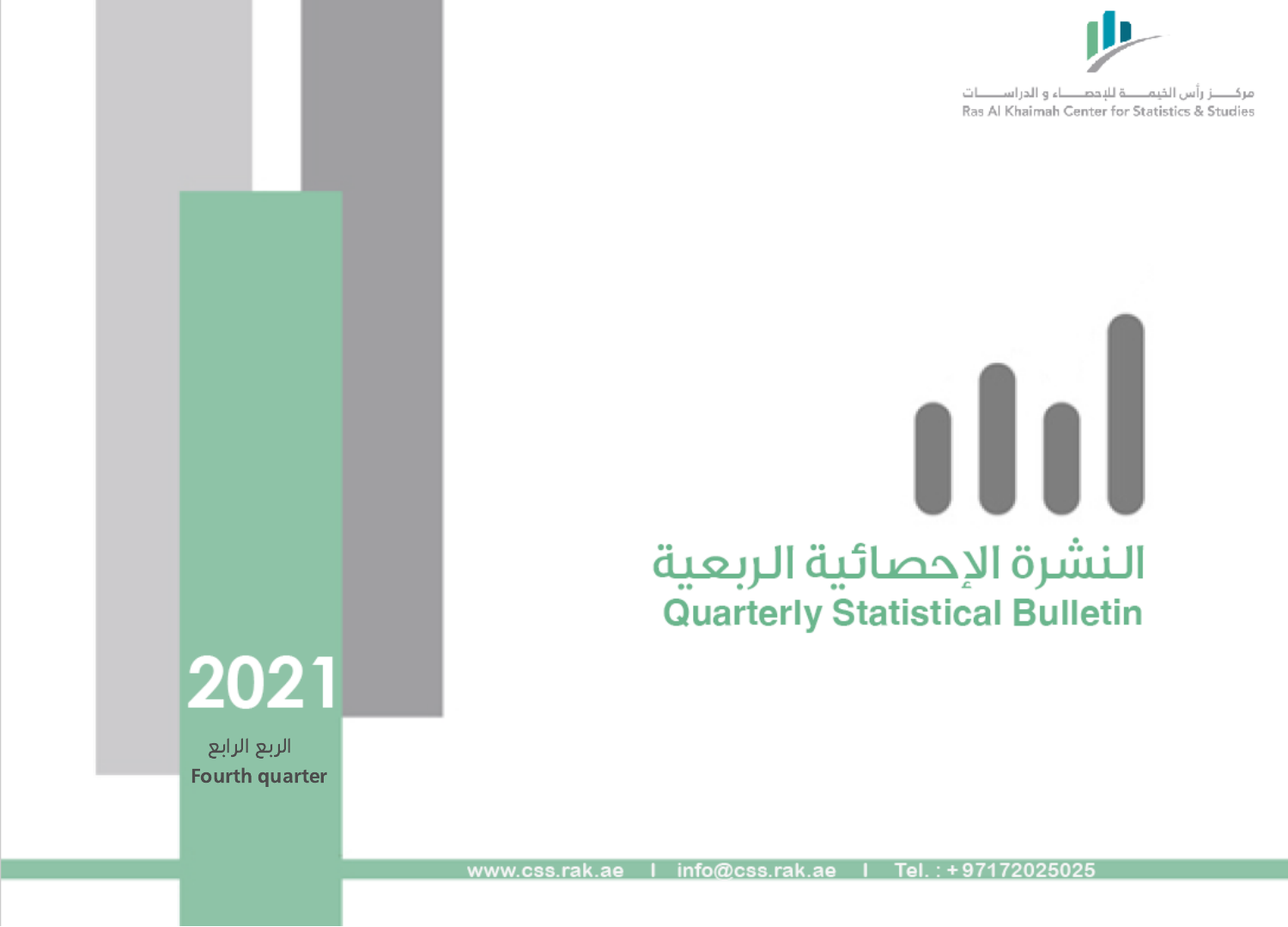مركز رأس الخيمة للإحصاء و الدراسات
Ras Al Khaimah Center for Statistics & Studies

# النشرة الإحصائية الربعية
# Quarterly Statistical Bulletin

## 2021

الربع الرابع
**Fourth quarter**

www.css.rak.ae | info@css.rak.ae | Tel. : +97172025025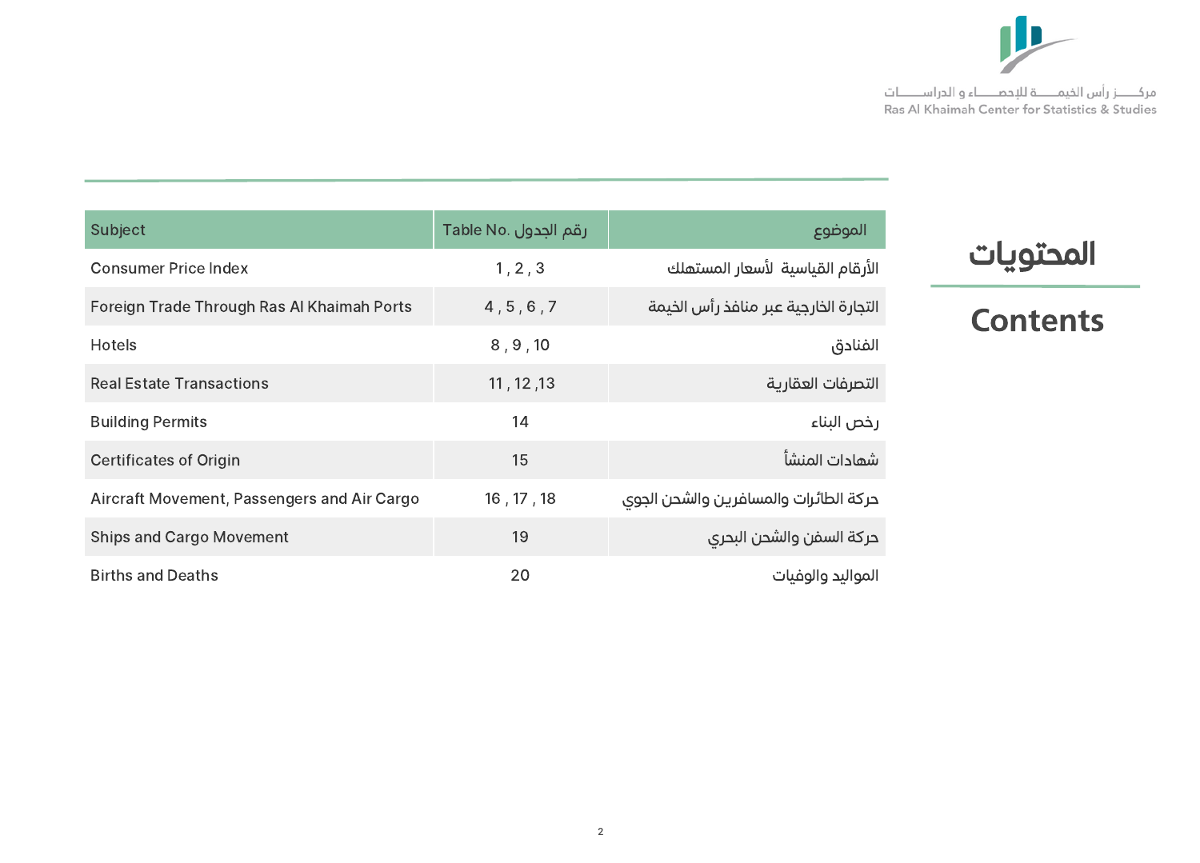# المحتويات

# Contents

| Subject | Table No. رقم الجدول | الموضوع |
|---|---|---|
| Consumer Price Index | 1 , 2 , 3 | الأرقام القياسية  لأسعار المستهلك |
| Foreign Trade Through Ras Al Khaimah Ports | 4 , 5 , 6 , 7 | التجارة الخارجية عبر منافذ رأس الخيمة |
| Hotels | 8 , 9 , 10 | الفنادق |
| Real Estate Transactions | 11 , 12 ,13 | التصرفات العقارية |
| Building Permits | 14 | رخص البناء |
| Certificates of Origin | 15 | شهادات المنشأ |
| Aircraft Movement, Passengers and Air Cargo | 16 , 17 , 18 | حركة الطائرات والمسافرين والشحن الجوي |
| Ships and Cargo Movement | 19 | حركة السفن والشحن البحري |
| Births and Deaths | 20 | المواليد والوفيات |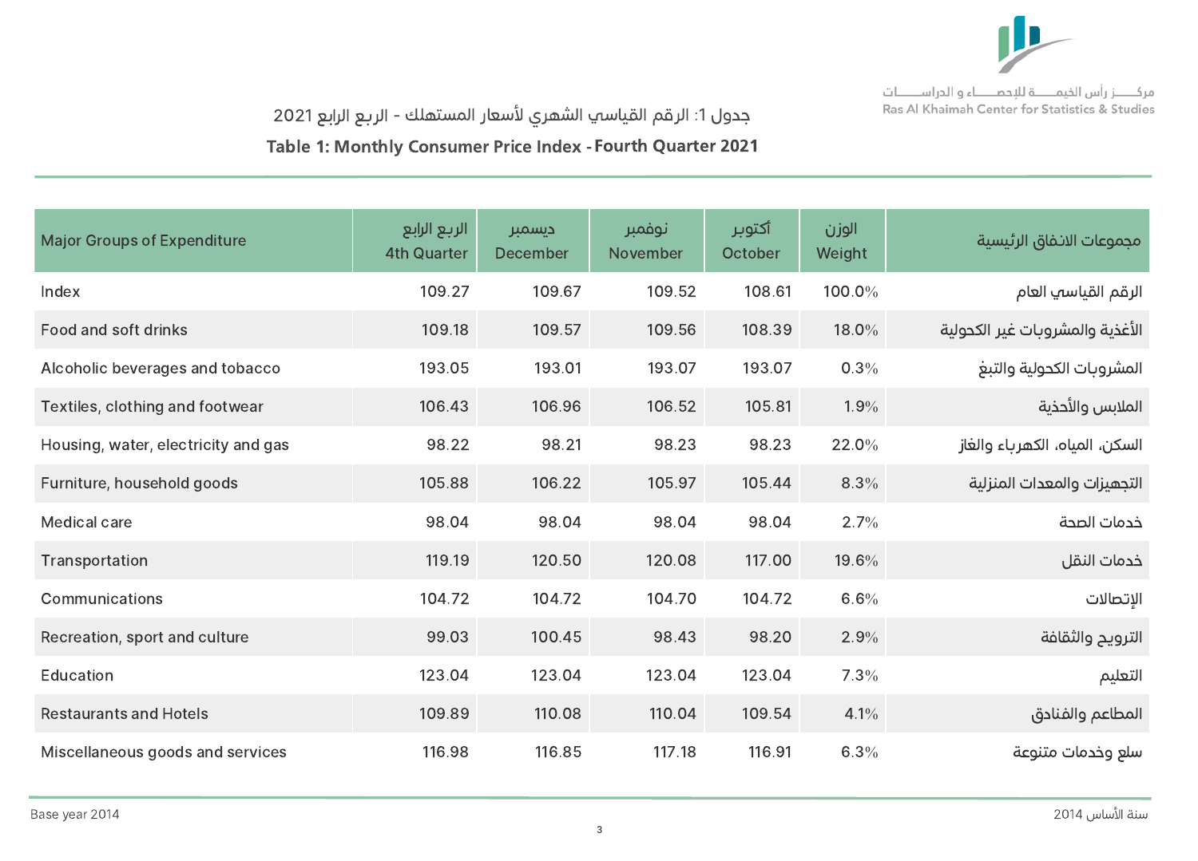## جدول 1: الرقم القياسي الشهري لأسعار المستهلك - الربع الرابع 2021

## Table 1: Monthly Consumer Price Index - Fourth Quarter 2021

| Major Groups of Expenditure | الربع الرابع 4th Quarter | ديسمبر December | نوفمبر November | أكتوبر October | الوزن Weight | مجموعات الانفاق الرئيسية |
|---|---|---|---|---|---|---|
| Index | 109.27 | 109.67 | 109.52 | 108.61 | 100.0% | الرقم القياسي العام |
| Food and soft drinks | 109.18 | 109.57 | 109.56 | 108.39 | 18.0% | الأغذية والمشروبات غير الكحولية |
| Alcoholic beverages and tobacco | 193.05 | 193.01 | 193.07 | 193.07 | 0.3% | المشروبات الكحولية والتبغ |
| Textiles, clothing and footwear | 106.43 | 106.96 | 106.52 | 105.81 | 1.9% | الملابس والأحذية |
| Housing, water, electricity and gas | 98.22 | 98.21 | 98.23 | 98.23 | 22.0% | السكن، المياه، الكهرباء والغاز |
| Furniture, household goods | 105.88 | 106.22 | 105.97 | 105.44 | 8.3% | التجهيزات والمعدات المنزلية |
| Medical care | 98.04 | 98.04 | 98.04 | 98.04 | 2.7% | خدمات الصحة |
| Transportation | 119.19 | 120.50 | 120.08 | 117.00 | 19.6% | خدمات النقل |
| Communications | 104.72 | 104.72 | 104.70 | 104.72 | 6.6% | الإتصالات |
| Recreation, sport and culture | 99.03 | 100.45 | 98.43 | 98.20 | 2.9% | الترويج والثقافة |
| Education | 123.04 | 123.04 | 123.04 | 123.04 | 7.3% | التعليم |
| Restaurants and Hotels | 109.89 | 110.08 | 110.04 | 109.54 | 4.1% | المطاعم والفنادق |
| Miscellaneous goods and services | 116.98 | 116.85 | 117.18 | 116.91 | 6.3% | سلع وخدمات متنوعة |

Base year 2014 — سنة الأساس 2014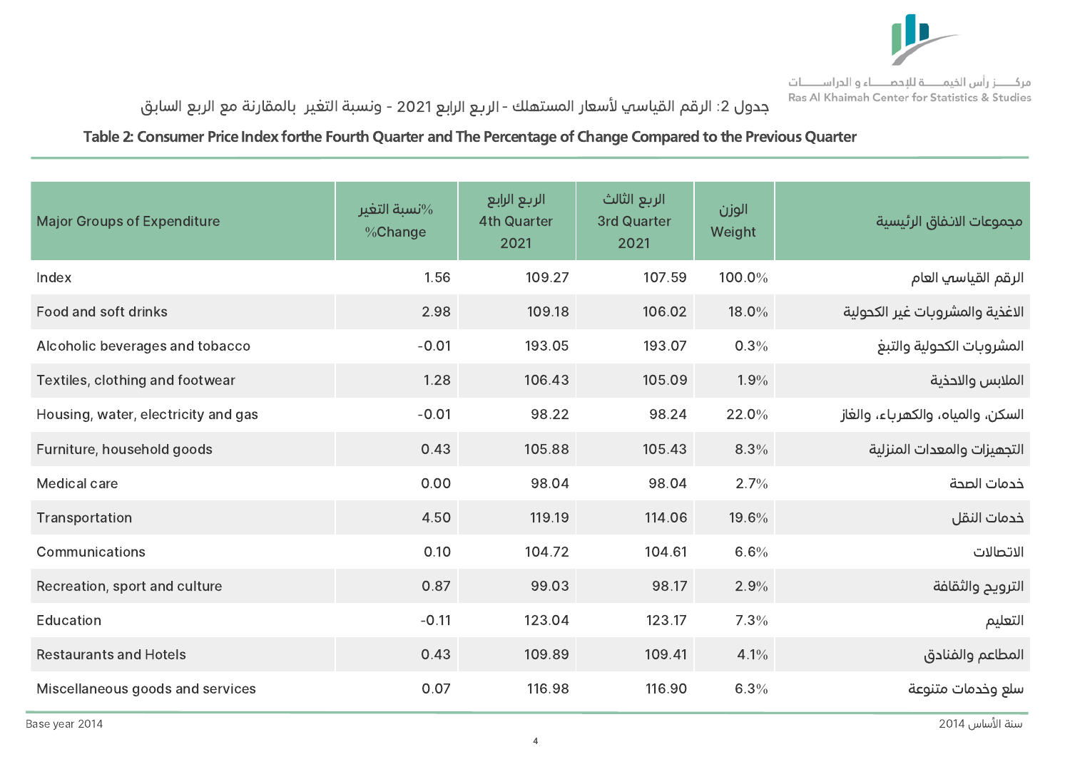جدول 2: الرقم القياسي لأسعار المستهلك - الربع الرابع 2021 - ونسبة التغير بالمقارنة مع الربع السابق

**Table 2: Consumer Price Index forthe Fourth Quarter and The Percentage of Change Compared to the Previous Quarter**

| Major Groups of Expenditure | نسبة التغير% %Change | الربع الرابع 4th Quarter 2021 | الربع الثالث 3rd Quarter 2021 | الوزن Weight | مجموعات الانفاق الرئيسية |
|---|---|---|---|---|---|
| Index | 1.56 | 109.27 | 107.59 | 100.0% | الرقم القياسي العام |
| Food and soft drinks | 2.98 | 109.18 | 106.02 | 18.0% | الاغذية والمشروبات غير الكحولية |
| Alcoholic beverages and tobacco | -0.01 | 193.05 | 193.07 | 0.3% | المشروبات الكحولية والتبغ |
| Textiles, clothing and footwear | 1.28 | 106.43 | 105.09 | 1.9% | الملابس والاحذية |
| Housing, water, electricity and gas | -0.01 | 98.22 | 98.24 | 22.0% | السكن، والمياه، والكهرباء، والغاز |
| Furniture, household goods | 0.43 | 105.88 | 105.43 | 8.3% | التجهيزات والمعدات المنزلية |
| Medical care | 0.00 | 98.04 | 98.04 | 2.7% | خدمات الصحة |
| Transportation | 4.50 | 119.19 | 114.06 | 19.6% | خدمات النقل |
| Communications | 0.10 | 104.72 | 104.61 | 6.6% | الاتصالات |
| Recreation, sport and culture | 0.87 | 99.03 | 98.17 | 2.9% | الترويح والثقافة |
| Education | -0.11 | 123.04 | 123.17 | 7.3% | التعليم |
| Restaurants and Hotels | 0.43 | 109.89 | 109.41 | 4.1% | المطاعم والفنادق |
| Miscellaneous goods and services | 0.07 | 116.98 | 116.90 | 6.3% | سلع وخدمات متنوعة |

Base year 2014 — سنة الأساس 2014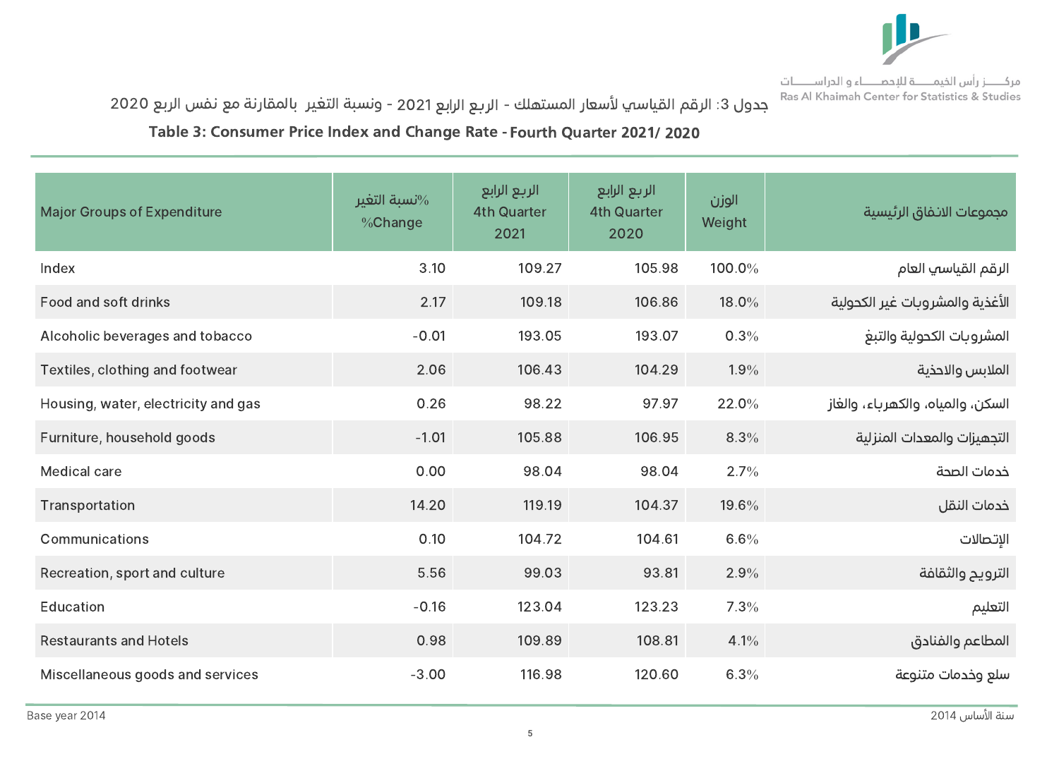جدول 3: الرقم القياسي لأسعار المستهلك - الربع الرابع 2021 - ونسبة التغير بالمقارنة مع نفس الربع 2020

**Table 3: Consumer Price Index and Change Rate - Fourth Quarter 2021/ 2020**

| Major Groups of Expenditure | نسبة التغير% %Change | الربع الرابع 4th Quarter 2021 | الربع الرابع 4th Quarter 2020 | الوزن Weight | مجموعات الانفاق الرئيسية |
|---|---|---|---|---|---|
| Index | 3.10 | 109.27 | 105.98 | 100.0% | الرقم القياسي العام |
| Food and soft drinks | 2.17 | 109.18 | 106.86 | 18.0% | الأغذية والمشروبات غير الكحولية |
| Alcoholic beverages and tobacco | -0.01 | 193.05 | 193.07 | 0.3% | المشروبات الكحولية والتبغ |
| Textiles, clothing and footwear | 2.06 | 106.43 | 104.29 | 1.9% | الملابس والاحذية |
| Housing, water, electricity and gas | 0.26 | 98.22 | 97.97 | 22.0% | السكن، والمياه، والكهرباء، والغاز |
| Furniture, household goods | -1.01 | 105.88 | 106.95 | 8.3% | التجهيزات والمعدات المنزلية |
| Medical care | 0.00 | 98.04 | 98.04 | 2.7% | خدمات الصحة |
| Transportation | 14.20 | 119.19 | 104.37 | 19.6% | خدمات النقل |
| Communications | 0.10 | 104.72 | 104.61 | 6.6% | الإتصالات |
| Recreation, sport and culture | 5.56 | 99.03 | 93.81 | 2.9% | الترويح والثقافة |
| Education | -0.16 | 123.04 | 123.23 | 7.3% | التعليم |
| Restaurants and Hotels | 0.98 | 109.89 | 108.81 | 4.1% | المطاعم والفنادق |
| Miscellaneous goods and services | -3.00 | 116.98 | 120.60 | 6.3% | سلع وخدمات متنوعة |

Base year 2014 — سنة الأساس 2014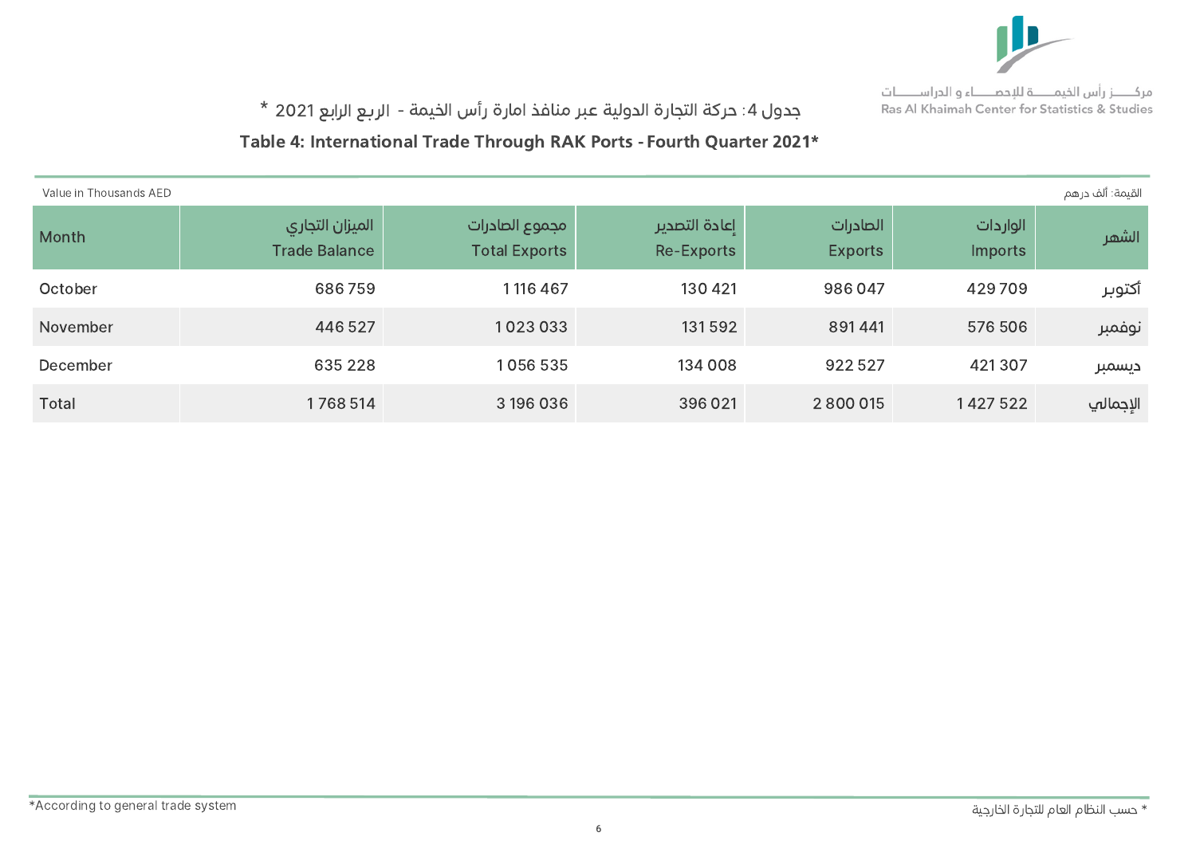مركـــــز رأس الخيمــــة للإحصــــاء و الدراســــات
Ras Al Khaimah Center for Statistics & Studies

# جدول 4: حركة التجارة الدولية عبر منافذ امارة رأس الخيمة - الربع الرابع 2021 *

## Table 4: International Trade Through RAK Ports - Fourth Quarter 2021*

Value in Thousands AED | القيمة: ألف درهم

| Month | الميزان التجاري Trade Balance | مجموع الصادرات Total Exports | إعادة التصدير Re-Exports | الصادرات Exports | الواردات Imports | الشهر |
|---|---|---|---|---|---|---|
| October | 686 759 | 1 116 467 | 130 421 | 986 047 | 429 709 | أكتوبر |
| November | 446 527 | 1 023 033 | 131 592 | 891 441 | 576 506 | نوفمبر |
| December | 635 228 | 1 056 535 | 134 008 | 922 527 | 421 307 | ديسمبر |
| Total | 1 768 514 | 3 196 036 | 396 021 | 2 800 015 | 1 427 522 | الإجمالي |

*According to general trade system

* حسب النظام العام للتجارة الخارجية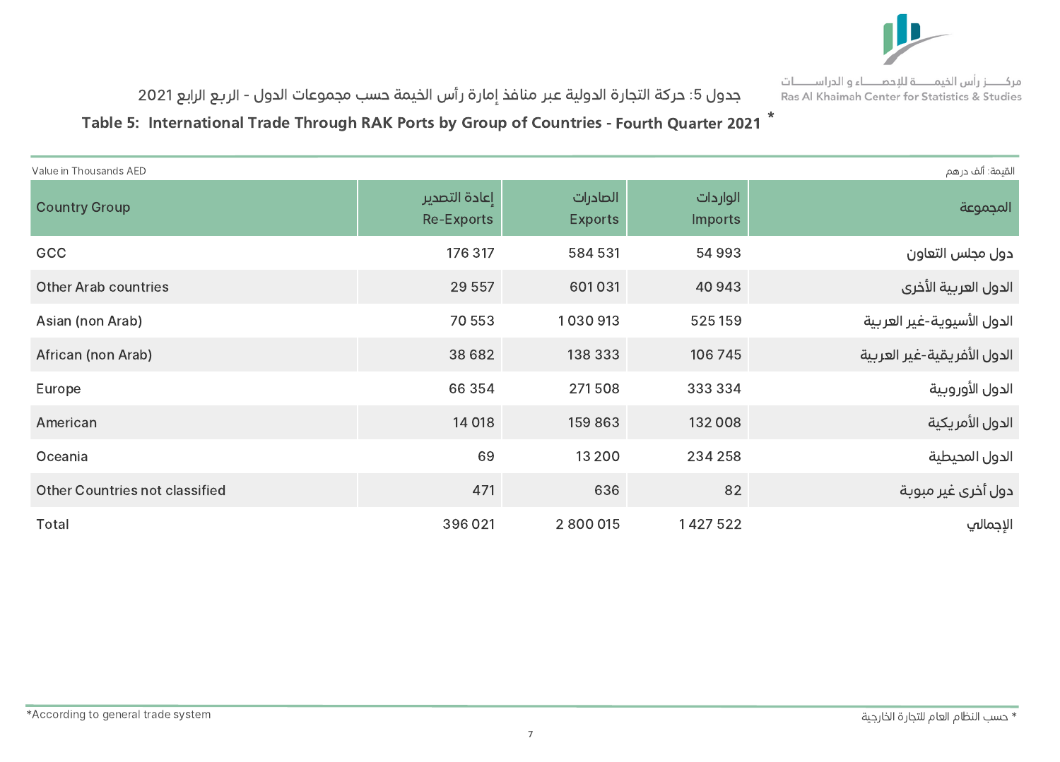مركـــز رأس الخيمـــة للإحصـــاء و الدراســـات
Ras Al Khaimah Center for Statistics & Studies

## جدول 5: حركة التجارة الدولية عبر منافذ إمارة رأس الخيمة حسب مجموعات الدول - الربع الرابع 2021

## Table 5: International Trade Through RAK Ports by Group of Countries - Fourth Quarter 2021 *

Value in Thousands AED — القيمة: ألف درهم

| Country Group | إعادة التصدير Re-Exports | الصادرات Exports | الواردات Imports | المجموعة |
|---|---|---|---|---|
| GCC | 176 317 | 584 531 | 54 993 | دول مجلس التعاون |
| Other Arab countries | 29 557 | 601 031 | 40 943 | الدول العربية الأخرى |
| Asian (non Arab) | 70 553 | 1 030 913 | 525 159 | الدول الأسيوية-غير العربية |
| African (non Arab) | 38 682 | 138 333 | 106 745 | الدول الأفريقية-غير العربية |
| Europe | 66 354 | 271 508 | 333 334 | الدول الأوروبية |
| American | 14 018 | 159 863 | 132 008 | الدول الأمريكية |
| Oceania | 69 | 13 200 | 234 258 | الدول المحيطة |
| Other Countries not classified | 471 | 636 | 82 | دول أخرى غير مبوبة |
| Total | 396 021 | 2 800 015 | 1 427 522 | الإجمالي |

*According to general trade system

* حسب النظام العام للتجارة الخارجية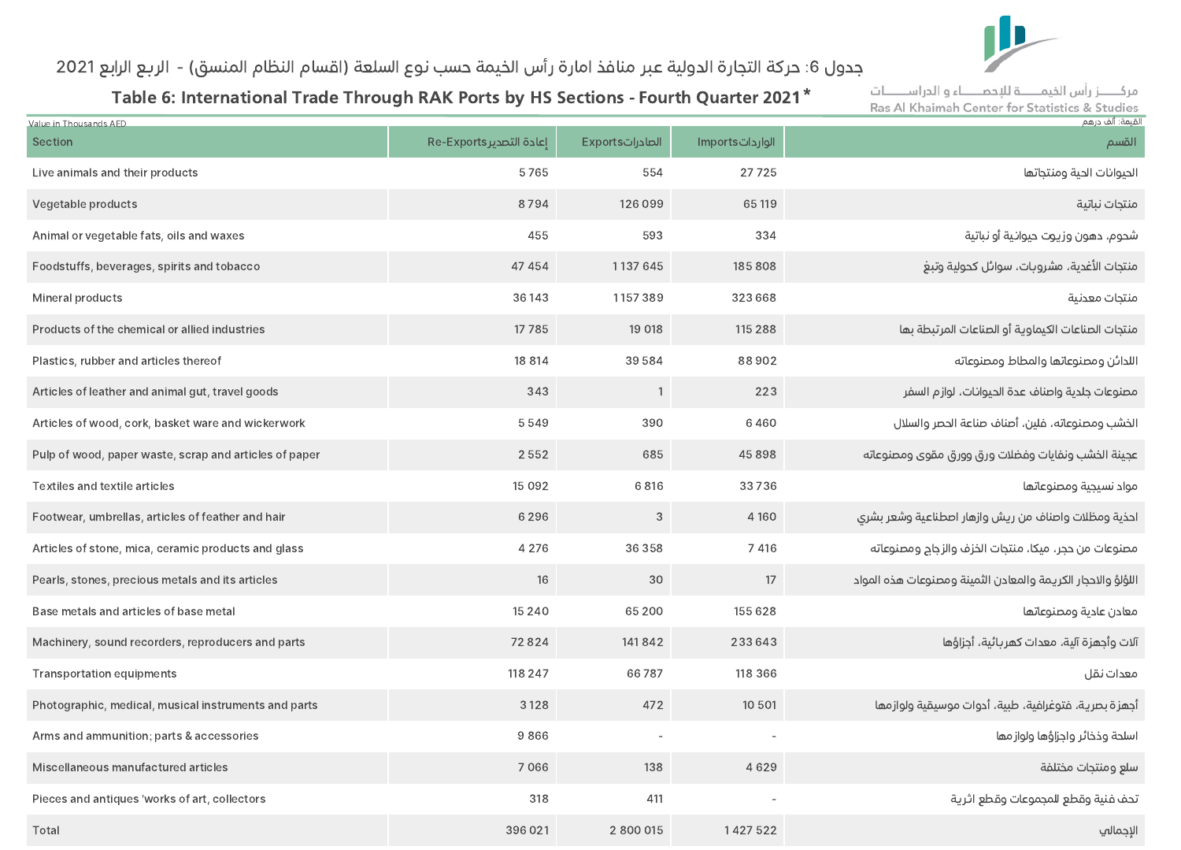مركـــز رأس الخيمـــة للإحصـــاء و الدراســـات
Ras Al Khaimah Center for Statistics & Studies

# جدول 6: حركة التجارة الدولية عبر منافذ امارة رأس الخيمة حسب نوع السلعة (اقسام النظام المنسق) - الربع الرابع 2021

## Table 6: International Trade Through RAK Ports by HS Sections - Fourth Quarter 2021*

Value in Thousands AED — القيمة: ألف درهم

| Section | Re-Exports إعادة التصدير | Exports الصادرات | Imports الواردات | القسم |
|---|---|---|---|---|
| Live animals and their products | 5 765 | 554 | 27 725 | الحيوانات الحية ومنتجاتها |
| Vegetable products | 8 794 | 126 099 | 65 119 | منتجات نباتية |
| Animal or vegetable fats, oils and waxes | 455 | 593 | 334 | شحوم، دهون وزيوت حيوانية أو نباتية |
| Foodstuffs, beverages, spirits and tobacco | 47 454 | 1 137 645 | 185 808 | منتجات الأغذية، مشروبات، سوائل كحولية وتبغ |
| Mineral products | 36 143 | 1 157 389 | 323 668 | منتجات معدنية |
| Products of the chemical or allied industries | 17 785 | 19 018 | 115 288 | منتجات الصناعات الكيماوية أو الصناعات المرتبطة بها |
| Plastics, rubber and articles thereof | 18 814 | 39 584 | 88 902 | اللدائن ومصنوعاتها والمطاط ومصنوعاته |
| Articles of leather and animal gut, travel goods | 343 | 1 | 223 | مصنوعات جلدية واصناف عدة الحيوانات، لوازم السفر |
| Articles of wood, cork, basket ware and wickerwork | 5 549 | 390 | 6 460 | الخشب ومصنوعاته، فلين، أصناف صناعة الحصر والسلال |
| Pulp of wood, paper waste, scrap and articles of paper | 2 552 | 685 | 45 898 | عجينة الخشب ونفايات وفضلات ورق وورق مقوى ومصنوعاته |
| Textiles and textile articles | 15 092 | 6 816 | 33 736 | مواد نسيجية ومصنوعاتها |
| Footwear, umbrellas, articles of feather and hair | 6 296 | 3 | 4 160 | احذية ومظلات واصناف من ريش وازهار اصطناعية وشعر بشري |
| Articles of stone, mica, ceramic products and glass | 4 276 | 36 358 | 7 416 | مصنوعات من حجر، ميكا، منتجات الخزف والزجاج ومصنوعاته |
| Pearls, stones, precious metals and its articles | 16 | 30 | 17 | اللؤلؤ والاحجار الكريمة والمعادن الثمينة ومصنوعات هذه المواد |
| Base metals and articles of base metal | 15 240 | 65 200 | 155 628 | معادن عادية ومصنوعاتها |
| Machinery, sound recorders, reproducers and parts | 72 824 | 141 842 | 233 643 | آلات وأجهزة آلية، معدات كهربائية، أجزاؤها |
| Transportation equipments | 118 247 | 66 787 | 118 366 | معدات نقل |
| Photographic, medical, musical instruments and parts | 3 128 | 472 | 10 501 | أجهزة بصرية، فتوغرافية، طبية، أدوات موسيقية ولوازمها |
| Arms and ammunition; parts & accessories | 9 866 | - | - | اسلحة وذخائر واجزاؤها ولوازمها |
| Miscellaneous manufactured articles | 7 066 | 138 | 4 629 | سلع ومنتجات مختلفة |
| Pieces and antiques 'works of art, collectors | 318 | 411 | - | تحف فنية وقطع للمجموعات وقطع اثرية |
| Total | 396 021 | 2 800 015 | 1 427 522 | الإجمالي |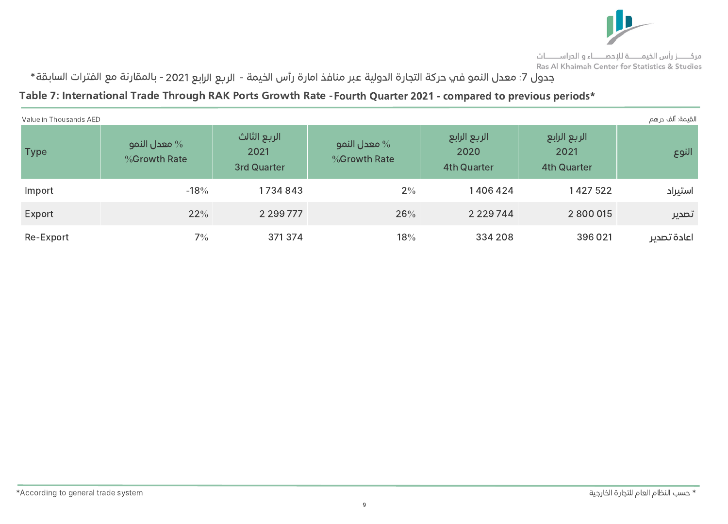جدول 7: معدل النمو في حركة التجارة الدولية عبر منافذ امارة رأس الخيمة - الربع الرابع 2021 - بالمقارنة مع الفترات السابقة*

**Table 7: International Trade Through RAK Ports Growth Rate - Fourth Quarter 2021 - compared to previous periods***

Value in Thousands AED | القيمة: ألف درهم

| Type | % معدل النمو %Growth Rate | الربع الثالث 2021 3rd Quarter | % معدل النمو %Growth Rate | الربع الرابع 2020 4th Quarter | الربع الرابع 2021 4th Quarter | النوع |
|---|---|---|---|---|---|---|
| Import | -18% | 1 734 843 | 2% | 1 406 424 | 1 427 522 | استيراد |
| Export | 22% | 2 299 777 | 26% | 2 229 744 | 2 800 015 | تصدير |
| Re-Export | 7% | 371 374 | 18% | 334 208 | 396 021 | اعادة تصدير |

*According to general trade system

* حسب النظام العام للتجارة الخارجية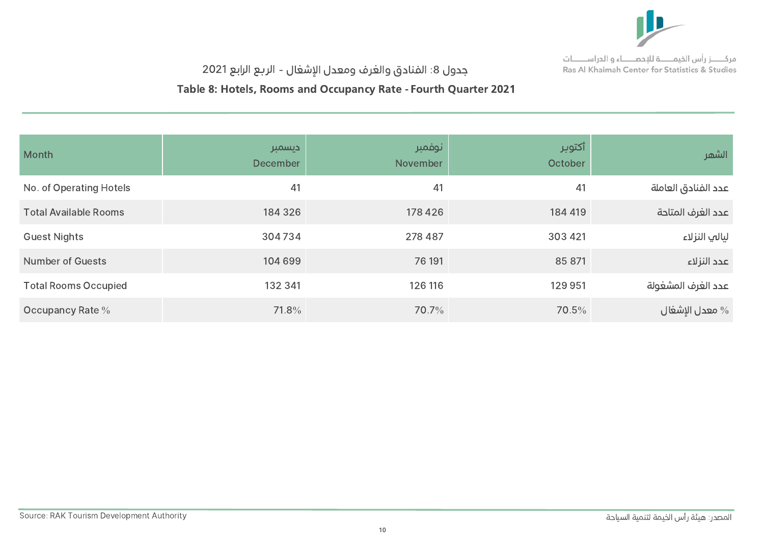مركـــز رأس الخيمــــة للإحصــــاء و الدراســــات
Ras Al Khaimah Center for Statistics & Studies

## جدول 8: الفنادق والغرف ومعدل الإشغال - الربع الرابع 2021

## Table 8: Hotels, Rooms and Occupancy Rate - Fourth Quarter 2021

| Month | ديسمبر December | نوفمبر November | أكتوبر October | الشهر |
|---|---|---|---|---|
| No. of Operating Hotels | 41 | 41 | 41 | عدد الفنادق العاملة |
| Total Available Rooms | 184 326 | 178 426 | 184 419 | عدد الغرف المتاحة |
| Guest Nights | 304 734 | 278 487 | 303 421 | ليالي النزلاء |
| Number of Guests | 104 699 | 76 191 | 85 871 | عدد النزلاء |
| Total Rooms Occupied | 132 341 | 126 116 | 129 951 | عدد الغرف المشغولة |
| Occupancy Rate % | 71.8% | 70.7% | 70.5% | % معدل الإشغال |

Source: RAK Tourism Development Authority

المصدر: هيئة رأس الخيمة لتنمية السياحة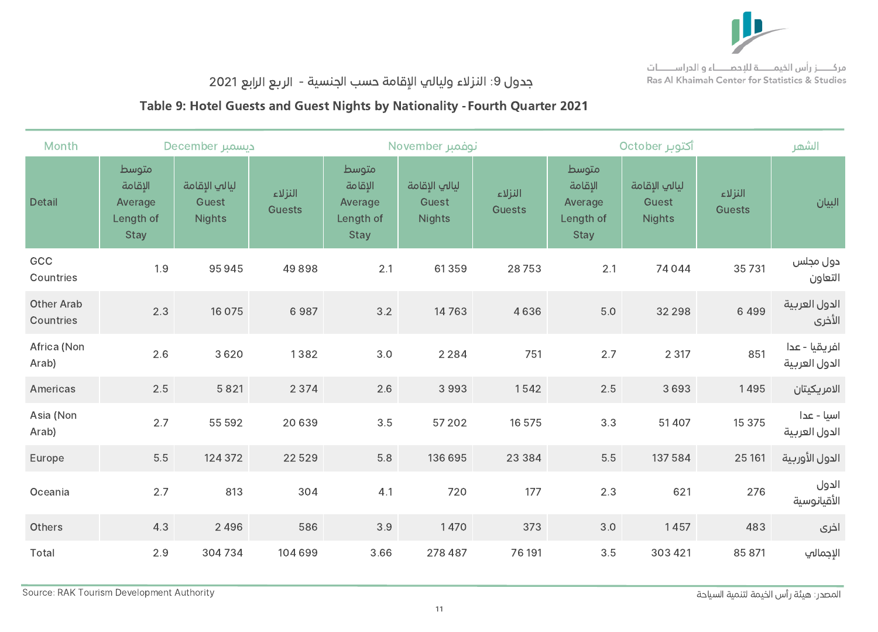مركـــز رأس الخيمـــة للإحصـــاء و الدراســـات
Ras Al Khaimah Center for Statistics & Studies

## جدول 9: النزلاء وليالي الإقامة حسب الجنسية - الربع الرابع 2021

## Table 9: Hotel Guests and Guest Nights by Nationality - Fourth Quarter 2021

| Month | December ديسمبر | | | November نوفمبر | | | October أكتوبر | | | الشهر |
|---|---|---|---|---|---|---|---|---|---|---|
| Detail | متوسط الإقامة Average Length of Stay | ليالي الإقامة Guest Nights | النزلاء Guests | متوسط الإقامة Average Length of Stay | ليالي الإقامة Guest Nights | النزلاء Guests | متوسط الإقامة Average Length of Stay | ليالي الإقامة Guest Nights | النزلاء Guests | البيان |
| GCC Countries | 1.9 | 95 945 | 49 898 | 2.1 | 61 359 | 28 753 | 2.1 | 74 044 | 35 731 | دول مجلس التعاون |
| Other Arab Countries | 2.3 | 16 075 | 6 987 | 3.2 | 14 763 | 4 636 | 5.0 | 32 298 | 6 499 | الدول العربية الأخرى |
| Africa (Non Arab) | 2.6 | 3 620 | 1 382 | 3.0 | 2 284 | 751 | 2.7 | 2 317 | 851 | افريقيا - عدا الدول العربية |
| Americas | 2.5 | 5 821 | 2 374 | 2.6 | 3 993 | 1 542 | 2.5 | 3 693 | 1 495 | الامريكيتان |
| Asia (Non Arab) | 2.7 | 55 592 | 20 639 | 3.5 | 57 202 | 16 575 | 3.3 | 51 407 | 15 375 | اسيا - عدا الدول العربية |
| Europe | 5.5 | 124 372 | 22 529 | 5.8 | 136 695 | 23 384 | 5.5 | 137 584 | 25 161 | الدول الأوربية |
| Oceania | 2.7 | 813 | 304 | 4.1 | 720 | 177 | 2.3 | 621 | 276 | الدول الأقيانوسية |
| Others | 4.3 | 2 496 | 586 | 3.9 | 1 470 | 373 | 3.0 | 1 457 | 483 | اخرى |
| Total | 2.9 | 304 734 | 104 699 | 3.66 | 278 487 | 76 191 | 3.5 | 303 421 | 85 871 | الإجمالي |

Source: RAK Tourism Development Authority

المصدر: هيئة رأس الخيمة لتنمية السياحة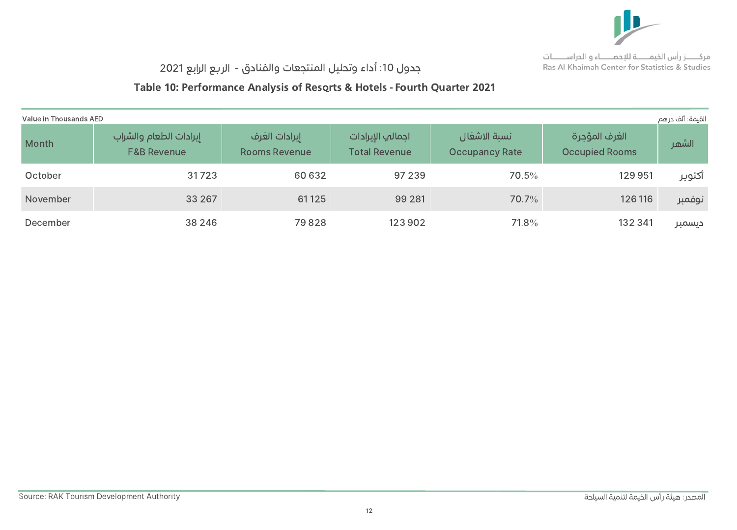مركـــــز رأس الخيمــــة للإحصــــاء و الدراســـــات
Ras Al Khaimah Center for Statistics & Studies

## جدول 10: أداء وتحليل المنتجعات والفنادق - الربع الرابع 2021

## Table 10: Performance Analysis of Resorts & Hotels - Fourth Quarter 2021

Value in Thousands AED | القيمة: ألف درهم

| Month | إيرادات الطعام والشراب F&B Revenue | إيرادات الغرف Rooms Revenue | اجمالي الإيرادات Total Revenue | نسبة الاشغال Occupancy Rate | الغرف المؤجرة Occupied Rooms | الشهر |
|---|---|---|---|---|---|---|
| October | 31 723 | 60 632 | 97 239 | 70.5% | 129 951 | أكتوبر |
| November | 33 267 | 61 125 | 99 281 | 70.7% | 126 116 | نوفمبر |
| December | 38 246 | 79 828 | 123 902 | 71.8% | 132 341 | ديسمبر |

Source: RAK Tourism Development Authority

المصدر: هيئة رأس الخيمة لتنمية السياحة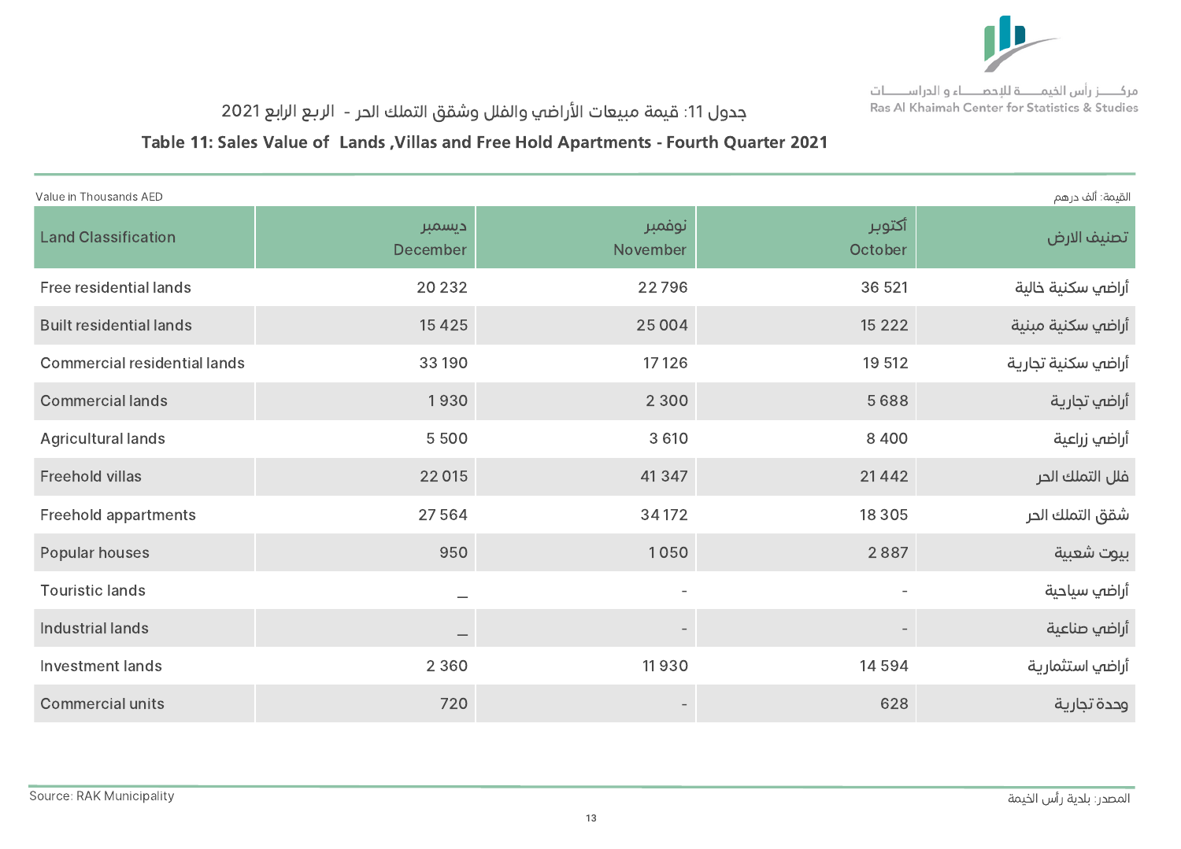مركـــز رأس الخيمـــة للإحصـــاء و الدراســـات
Ras Al Khaimah Center for Statistics & Studies

## جدول 11: قيمة مبيعات الأراضي والفلل وشقق التملك الحر - الربع الرابع 2021

## Table 11: Sales Value of Lands ,Villas and Free Hold Apartments - Fourth Quarter 2021

Value in Thousands AED | القيمة: ألف درهم

| Land Classification | ديسمبر December | نوفمبر November | أكتوبر October | تصنيف الارض |
|---|---|---|---|---|
| Free residential lands | 20 232 | 22 796 | 36 521 | أراضي سكنية خالية |
| Built residential lands | 15 425 | 25 004 | 15 222 | أراضي سكنية مبنية |
| Commercial residential lands | 33 190 | 17 126 | 19 512 | أراضي سكنية تجارية |
| Commercial lands | 1 930 | 2 300 | 5 688 | أراضي تجارية |
| Agricultural lands | 5 500 | 3 610 | 8 400 | أراضي زراعية |
| Freehold villas | 22 015 | 41 347 | 21 442 | فلل التملك الحر |
| Freehold appartments | 27 564 | 34 172 | 18 305 | شقق التملك الحر |
| Popular houses | 950 | 1 050 | 2 887 | بيوت شعبية |
| Touristic lands | _ | - | - | أراضي سياحية |
| Industrial lands | _ | - | - | أراضي صناعية |
| Investment lands | 2 360 | 11 930 | 14 594 | أراضي استثمارية |
| Commercial units | 720 | - | 628 | وحدة تجارية |

Source: RAK Municipality | المصدر: بلدية رأس الخيمة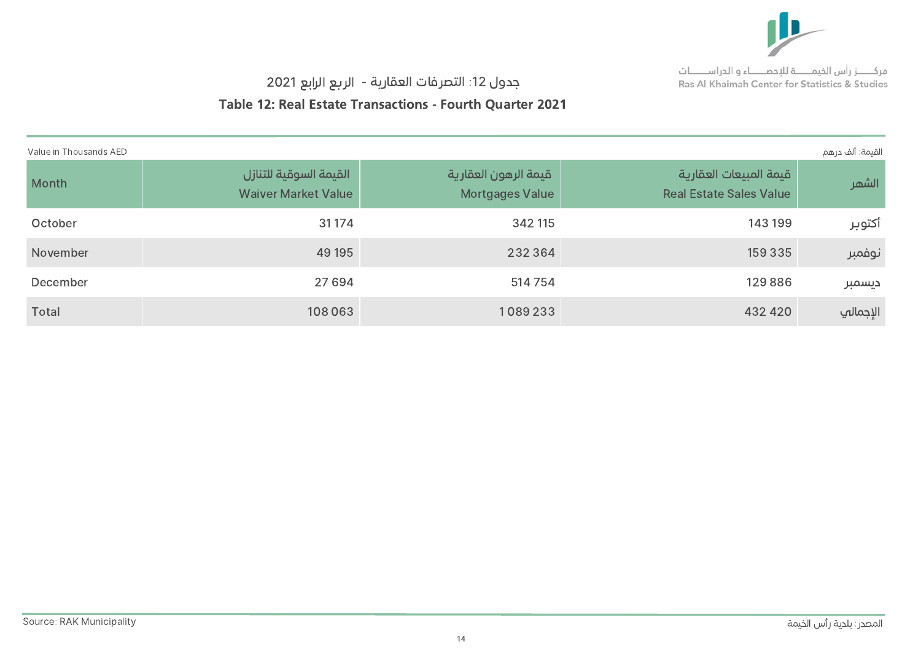مركـــز رأس الخيمـــة للإحصـــاء و الدراســـات
Ras Al Khaimah Center for Statistics & Studies

## جدول 12: التصرفات العقارية - الربع الرابع 2021
## Table 12: Real Estate Transactions - Fourth Quarter 2021

Value in Thousands AED | القيمة: ألف درهم

| Month | القيمة السوقية للتنازل Waiver Market Value | قيمة الرهون العقارية Mortgages Value | قيمة المبيعات العقارية Real Estate Sales Value | الشهر |
|---|---|---|---|---|
| October | 31 174 | 342 115 | 143 199 | أكتوبر |
| November | 49 195 | 232 364 | 159 335 | نوفمبر |
| December | 27 694 | 514 754 | 129 886 | ديسمبر |
| Total | 108 063 | 1 089 233 | 432 420 | الإجمالي |

Source: RAK Municipality | المصدر: بلدية رأس الخيمة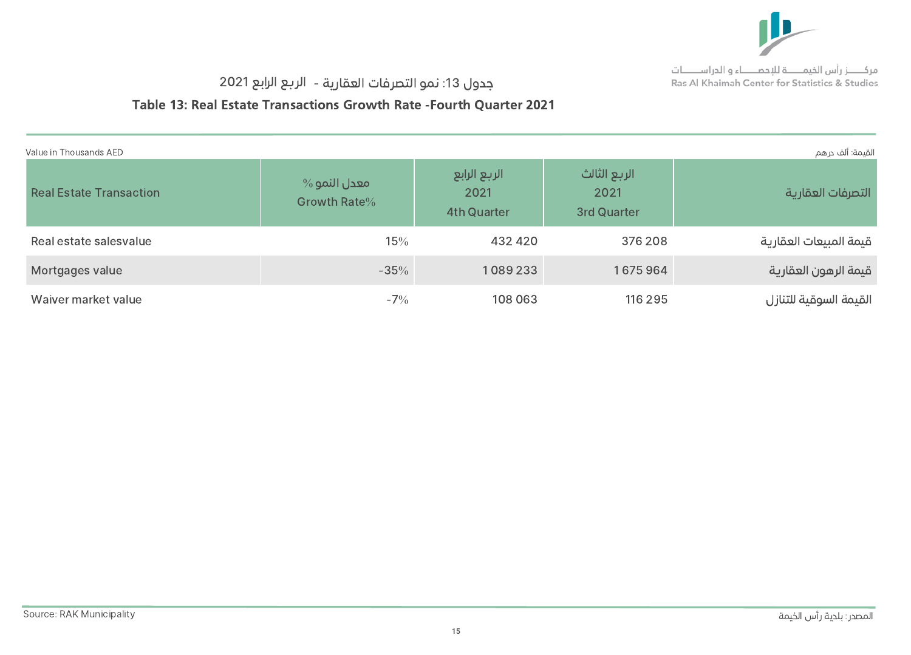مركـــــز رأس الخيمـــــة للإحصــــاء و الدراســـــات
Ras Al Khaimah Center for Statistics & Studies

## جدول 13: نمو التصرفات العقارية - الربع الرابع 2021

## Table 13: Real Estate Transactions Growth Rate -Fourth Quarter 2021

Value in Thousands AED | القيمة: ألف درهم

| Real Estate Transaction | معدل النمو % Growth Rate% | الربع الرابع 2021 4th Quarter | الربع الثالث 2021 3rd Quarter | التصرفات العقارية |
|---|---|---|---|---|
| Real estate salesvalue | 15% | 432 420 | 376 208 | قيمة المبيعات العقارية |
| Mortgages value | -35% | 1 089 233 | 1 675 964 | قيمة الرهون العقارية |
| Waiver market value | -7% | 108 063 | 116 295 | القيمة السوقية للتنازل |

Source: RAK Municipality | المصدر: بلدية رأس الخيمة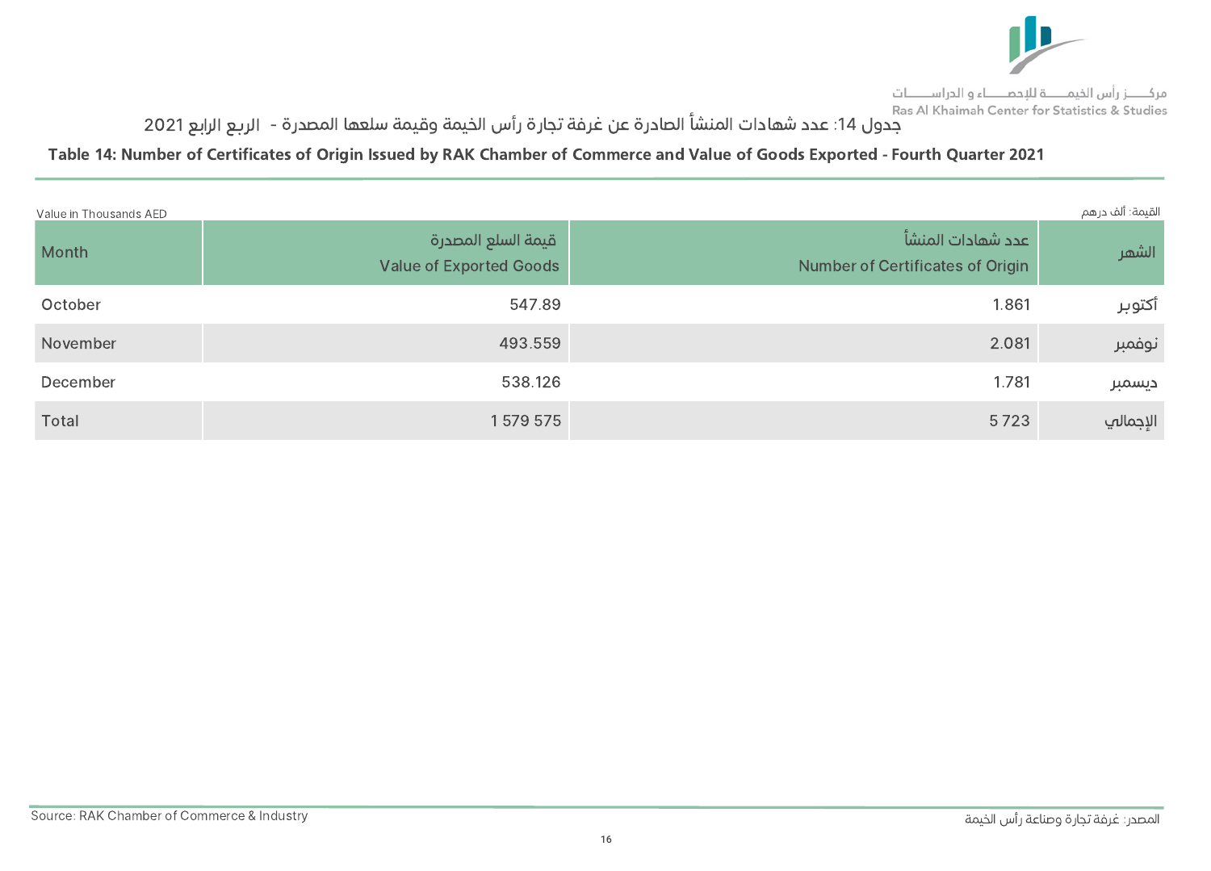Ras Al Khaimah Center for Statistics & Studies

مركـــز رأس الخيمـــة للإحصـــاء و الدراســـات

## جدول 14: عدد شهادات المنشأ الصادرة عن غرفة تجارة رأس الخيمة وقيمة سلعها المصدرة - الربع الرابع 2021

## Table 14: Number of Certificates of Origin Issued by RAK Chamber of Commerce and Value of Goods Exported - Fourth Quarter 2021

Value in Thousands AED — القيمة: ألف درهم

| Month | قيمة السلع المصدرة<br>Value of Exported Goods | عدد شهادات المنشأ<br>Number of Certificates of Origin | الشهر |
|---|---|---|---|
| October | 547.89 | 1.861 | أكتوبر |
| November | 493.559 | 2.081 | نوفمبر |
| December | 538.126 | 1.781 | ديسمبر |
| Total | 1 579 575 | 5 723 | الإجمالي |

Source: RAK Chamber of Commerce & Industry

المصدر: غرفة تجارة وصناعة رأس الخيمة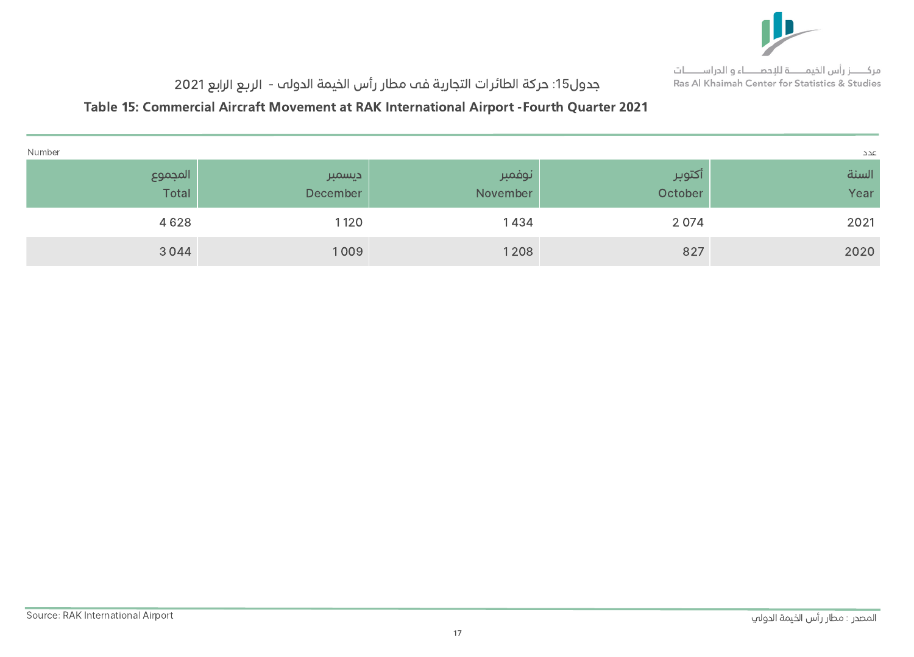مركـــــز رأس الخيمـــــة للإحصـــــاء و الدراســـــات
Ras Al Khaimah Center for Statistics & Studies

## جدول15: حركة الطائرات التجارية فى مطار رأس الخيمة الدولى - الربع الرابع 2021

## Table 15: Commercial Aircraft Movement at RAK International Airport - Fourth Quarter 2021

Number عدد

| المجموع Total | ديسمبر December | نوفمبر November | أكتوبر October | السنة Year |
|---|---|---|---|---|
| 4 628 | 1 120 | 1 434 | 2 074 | 2021 |
| 3 044 | 1 009 | 1 208 | 827 | 2020 |

Source: RAK International Airport

المصدر : مطار رأس الخيمة الدولي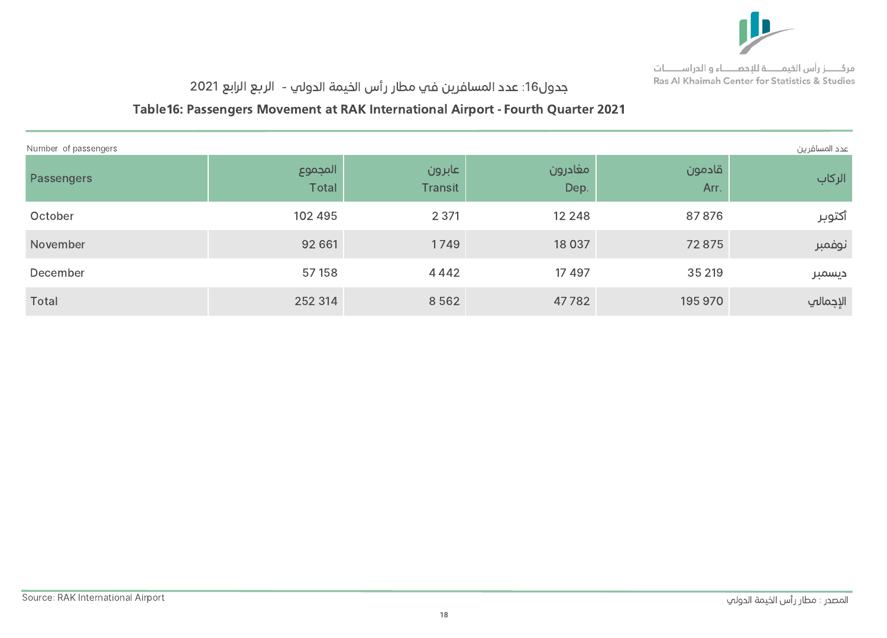مركـــز رأس الخيمــــة للإحصــــاء و الدراســـــات
Ras Al Khaimah Center for Statistics & Studies

## جدول16: عدد المسافرين في مطار رأس الخيمة الدولي - الربع الرابع 2021

## Table16: Passengers Movement at RAK International Airport - Fourth Quarter 2021

Number of passengers — عدد المسافرين

| Passengers | المجموع Total | عابرون Transit | مغادرون Dep. | قادمون Arr. | الركاب |
|---|---|---|---|---|---|
| October | 102 495 | 2 371 | 12 248 | 87 876 | أكتوبر |
| November | 92 661 | 1 749 | 18 037 | 72 875 | نوفمبر |
| December | 57 158 | 4 442 | 17 497 | 35 219 | ديسمبر |
| Total | 252 314 | 8 562 | 47 782 | 195 970 | الإجمالي |

Source: RAK International Airport — المصدر : مطار رأس الخيمة الدولي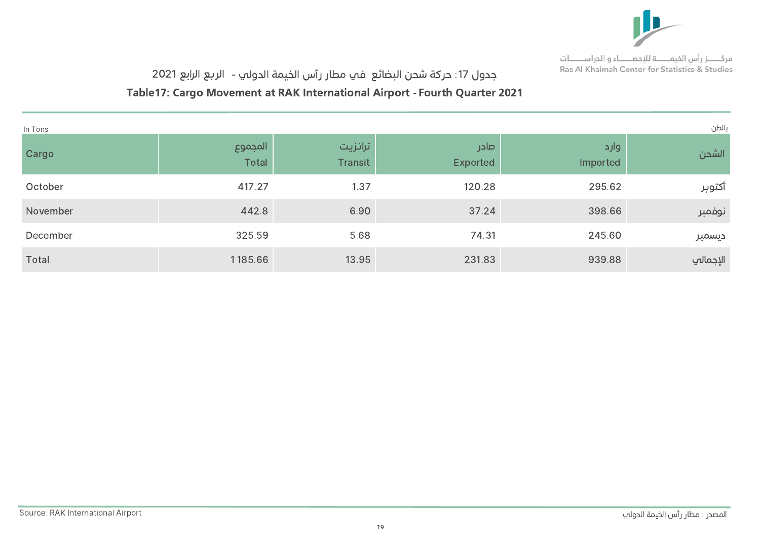مركـــز رأس الخيمـــة للإحصـــاء و الدراســـات
Ras Al Khaimah Center for Statistics & Studies

## جدول 17: حركة شحن البضائع في مطار رأس الخيمة الدولي - الربع الرابع 2021

## Table17: Cargo Movement at RAK International Airport - Fourth Quarter 2021

In Tons | بالطن

| Cargo | المجموع Total | ترانزيت Transit | صادر Exported | وارد Imported | الشحن |
|---|---|---|---|---|---|
| October | 417.27 | 1.37 | 120.28 | 295.62 | أكتوبر |
| November | 442.8 | 6.90 | 37.24 | 398.66 | نوفمبر |
| December | 325.59 | 5.68 | 74.31 | 245.60 | ديسمبر |
| Total | 1 185.66 | 13.95 | 231.83 | 939.88 | الإجمالي |

Source: RAK International Airport | المصدر : مطار رأس الخيمة الدولي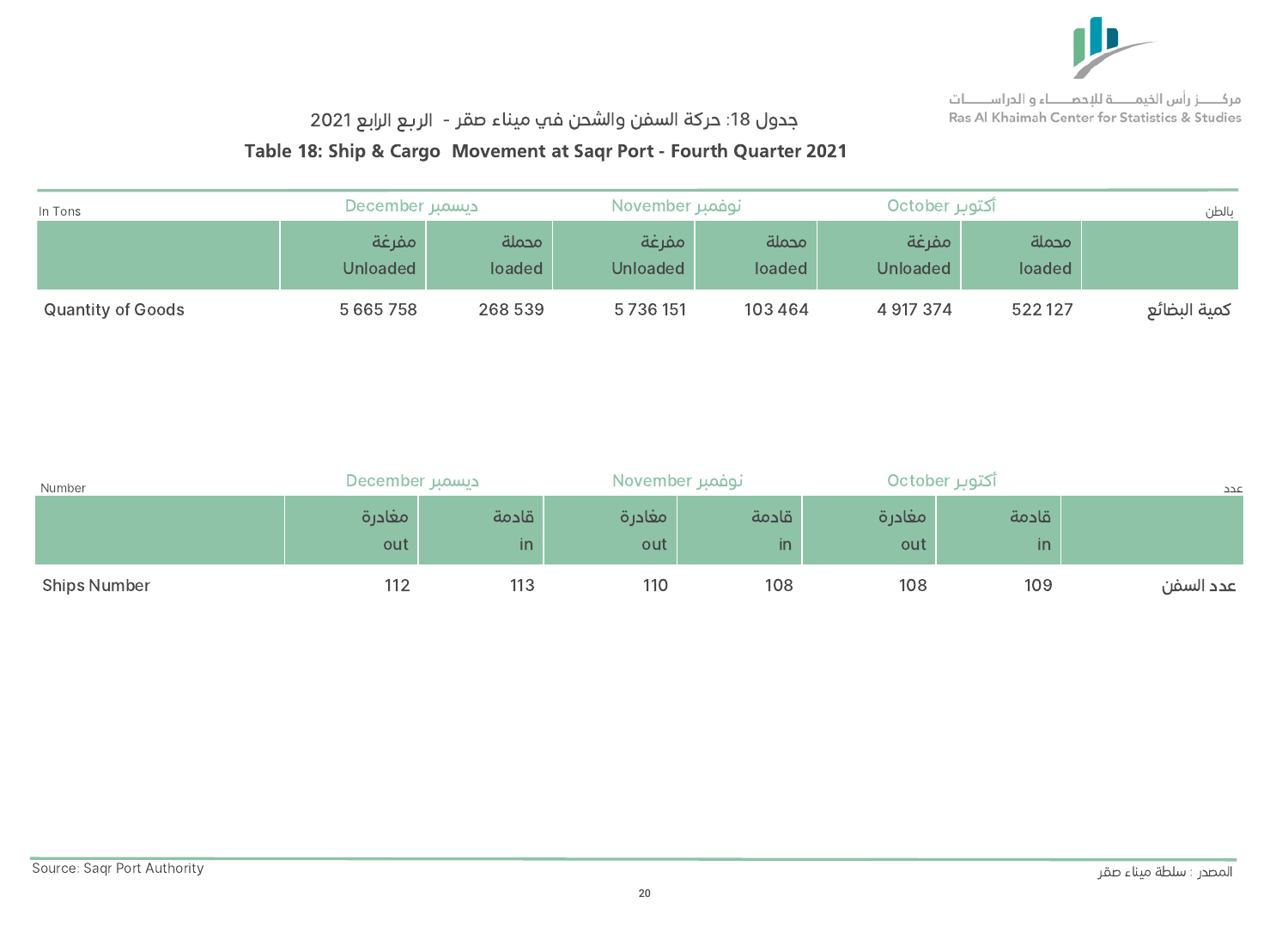مركـــز رأس الخيمــــة للإحصـــاء و الدراســــات
Ras Al Khaimah Center for Statistics & Studies

## جدول 18: حركة السفن والشحن في ميناء صقر - الربع الرابع 2021

## Table 18: Ship & Cargo Movement at Saqr Port - Fourth Quarter 2021

| In Tons | December ديسمبر | | November نوفمبر | | October أكتوبر | | بالطن |
|---|---|---|---|---|---|---|---|
| | مفرغة Unloaded | محملة loaded | مفرغة Unloaded | محملة loaded | مفرغة Unloaded | محملة loaded | |
| Quantity of Goods | 5 665 758 | 268 539 | 5 736 151 | 103 464 | 4 917 374 | 522 127 | كمية البضائع |

| Number | December ديسمبر | | November نوفمبر | | October أكتوبر | | عدد |
|---|---|---|---|---|---|---|---|
| | مغادرة out | قادمة in | مغادرة out | قادمة in | مغادرة out | قادمة in | |
| Ships Number | 112 | 113 | 110 | 108 | 108 | 109 | عدد السفن |

Source: Saqr Port Authority

المصدر : سلطة ميناء صقر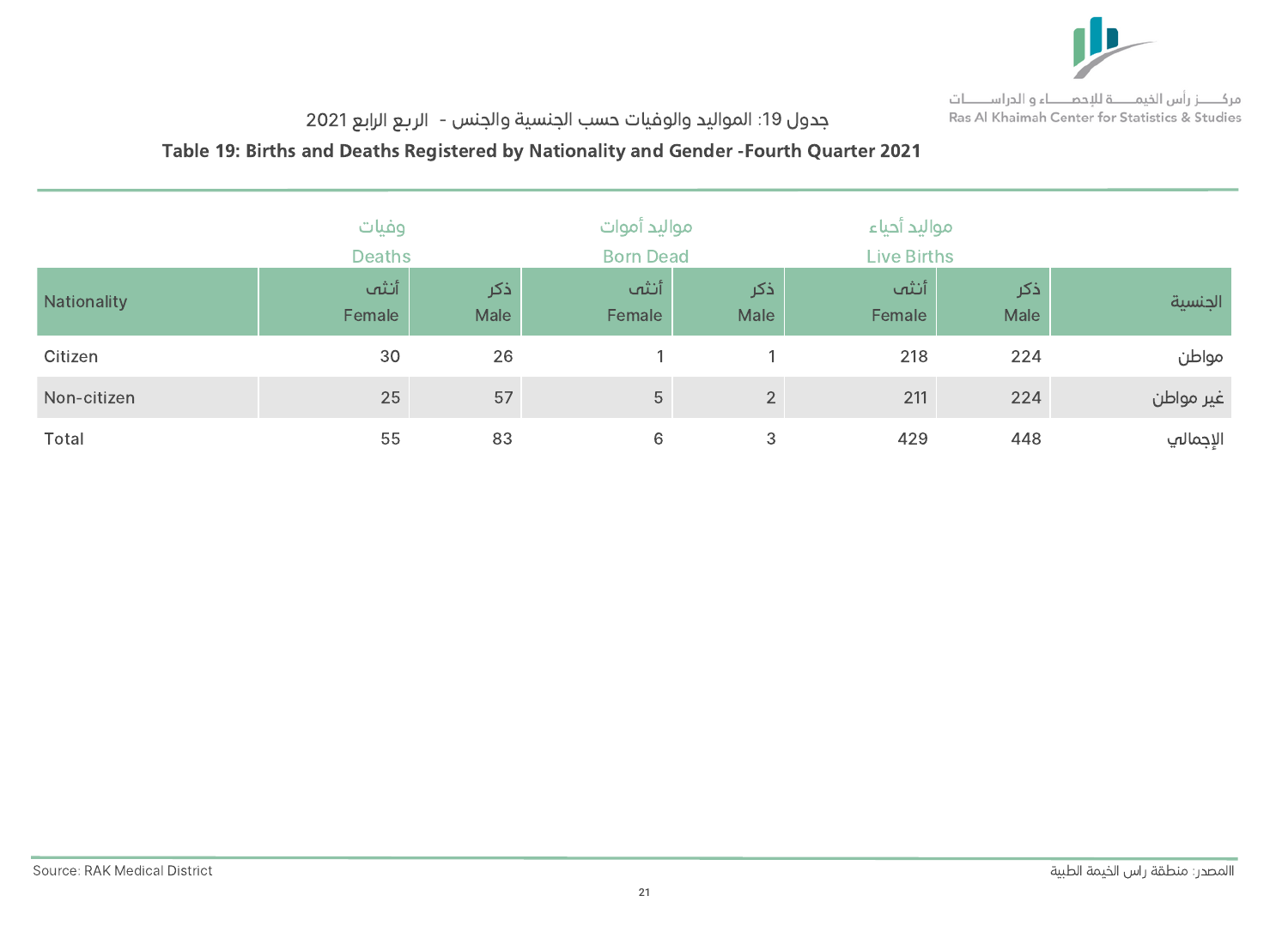مركـــــز رأس الخيمـــــة للإحصـــــاء و الدراســـــات
Ras Al Khaimah Center for Statistics & Studies

## جدول 19: المواليد والوفيات حسب الجنسية والجنس - الربع الرابع 2021

## Table 19: Births and Deaths Registered by Nationality and Gender -Fourth Quarter 2021

| Nationality | وفيات Deaths | | مواليد أموات Born Dead | | مواليد أحياء Live Births | | الجنسية |
|---|---|---|---|---|---|---|---|
| | أنثى Female | ذكر Male | أنثى Female | ذكر Male | أنثى Female | ذكر Male | |
| Citizen | 30 | 26 | 1 | 1 | 218 | 224 | مواطن |
| Non-citizen | 25 | 57 | 5 | 2 | 211 | 224 | غير مواطن |
| Total | 55 | 83 | 6 | 3 | 429 | 448 | الإجمالي |

Source: RAK Medical District

االمصدر: منطقة راس الخيمة الطبية